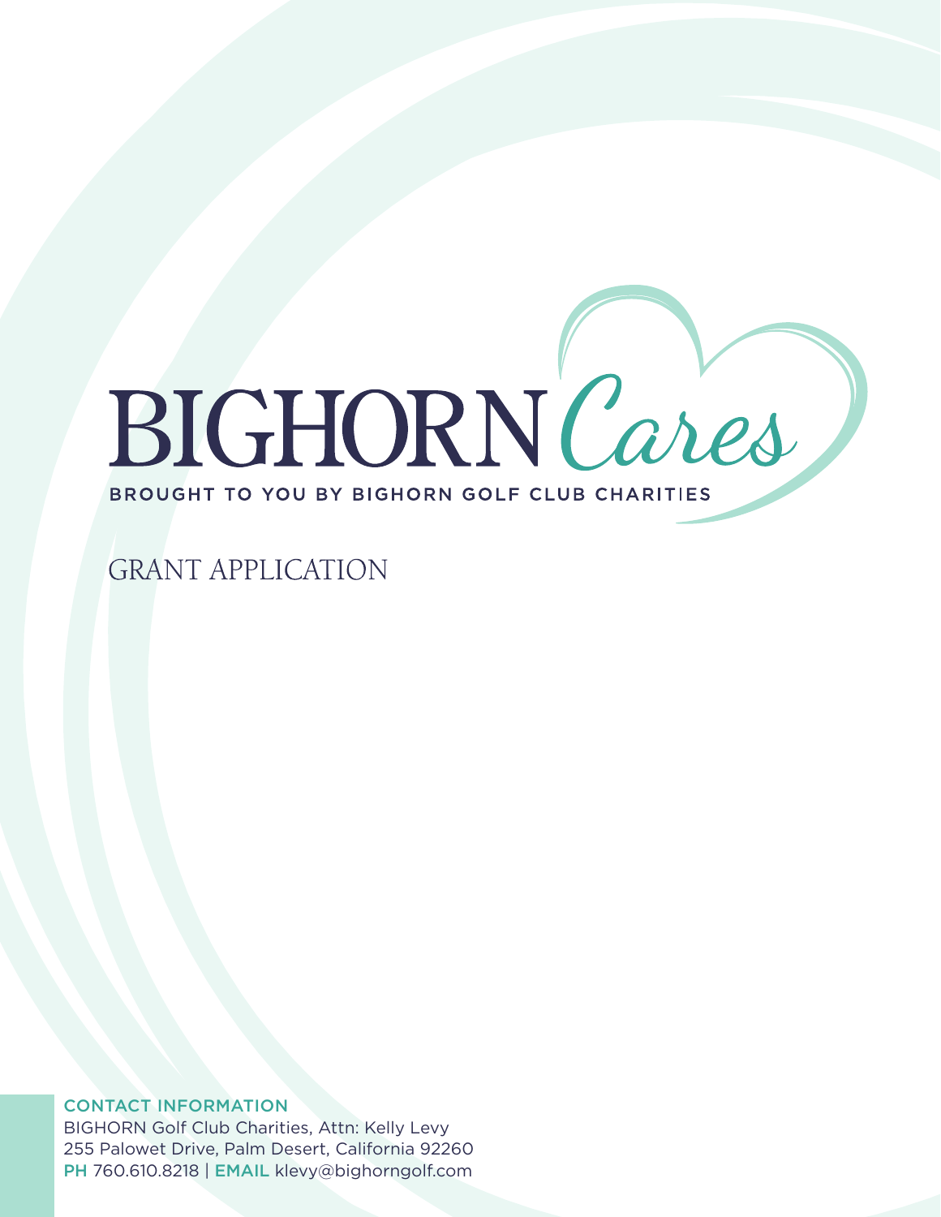# BIGHORN Cares

BROUGHT TO YOU BY BIGHORN GOLF CLUB CHARITIES

## GRANT APPLICATION

CONTACT INFORMATION

BIGHORN Golf Club Charities, Attn: Kelly Levy
255 Palowet Drive, Palm Desert, California 92260
PH 760.610.8218 | EMAIL klevy@bighorngolf.com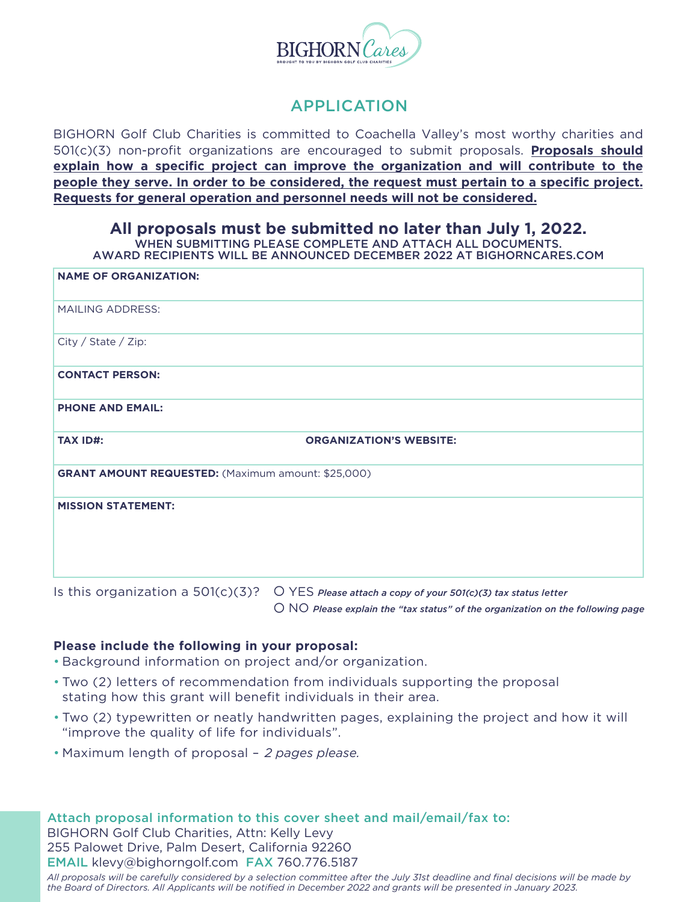BIGHORN Cares
BROUGHT TO YOU BY BIGHORN GOLF CLUB CHARITIES

## APPLICATION

BIGHORN Golf Club Charities is committed to Coachella Valley's most worthy charities and 501(c)(3) non-profit organizations are encouraged to submit proposals. **Proposals should explain how a specific project can improve the organization and will contribute to the people they serve. In order to be considered, the request must pertain to a specific project. Requests for general operation and personnel needs will not be considered.**

### All proposals must be submitted no later than July 1, 2022.

WHEN SUBMITTING PLEASE COMPLETE AND ATTACH ALL DOCUMENTS.
AWARD RECIPIENTS WILL BE ANNOUNCED DECEMBER 2022 AT BIGHORNCARES.COM

| | |
|---|---|
| **NAME OF ORGANIZATION:** | |
| MAILING ADDRESS: | |
| City / State / Zip: | |
| **CONTACT PERSON:** | |
| **PHONE AND EMAIL:** | |
| **TAX ID#:** | **ORGANIZATION'S WEBSITE:** |
| **GRANT AMOUNT REQUESTED:** (Maximum amount: $25,000) | |
| **MISSION STATEMENT:** | |

Is this organization a 501(c)(3)?
O YES *Please attach a copy of your 501(c)(3) tax status letter*
O NO *Please explain the "tax status" of the organization on the following page*

**Please include the following in your proposal:**

- Background information on project and/or organization.
- Two (2) letters of recommendation from individuals supporting the proposal stating how this grant will benefit individuals in their area.
- Two (2) typewritten or neatly handwritten pages, explaining the project and how it will "improve the quality of life for individuals".
- Maximum length of proposal – *2 pages please.*

Attach proposal information to this cover sheet and mail/email/fax to:
BIGHORN Golf Club Charities, Attn: Kelly Levy
255 Palowet Drive, Palm Desert, California 92260
EMAIL klevy@bighorngolf.com FAX 760.776.5187

*All proposals will be carefully considered by a selection committee after the July 31st deadline and final decisions will be made by the Board of Directors. All Applicants will be notified in December 2022 and grants will be presented in January 2023.*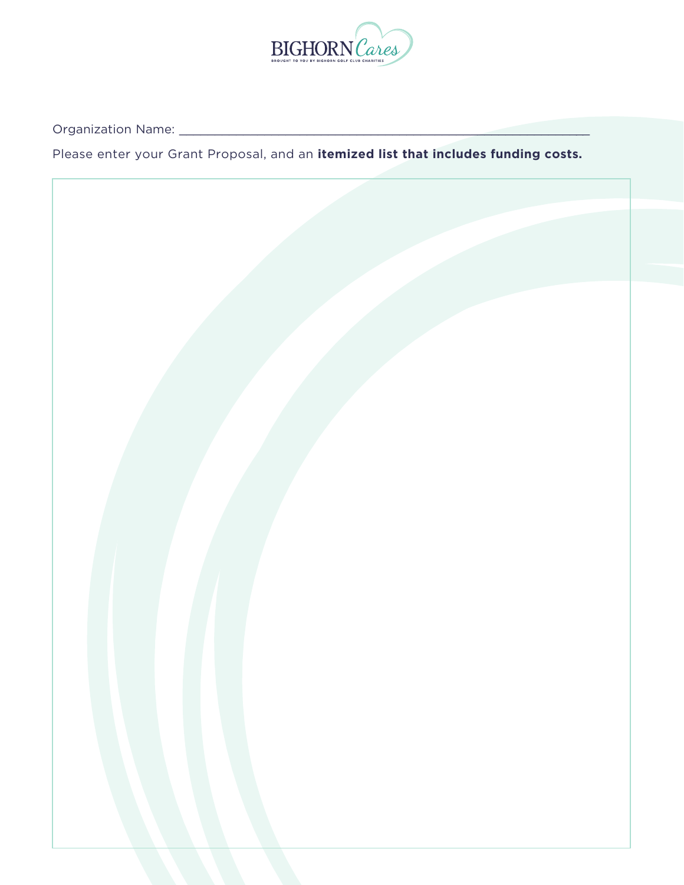Organization Name: ____________________________________________________________

Please enter your Grant Proposal, and an **itemized list that includes funding costs.**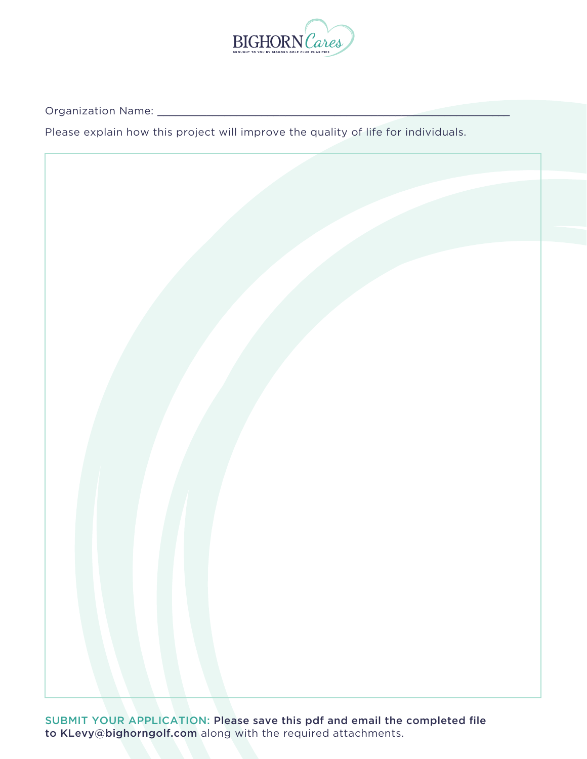BIGHORN Cares

BROUGHT TO YOU BY BIGHORN GOLF CLUB CHARITIES

Organization Name: ____________________________________________________________

Please explain how this project will improve the quality of life for individuals.

SUBMIT YOUR APPLICATION: **Please save this pdf and email the completed file to KLevy@bighorngolf.com** along with the required attachments.